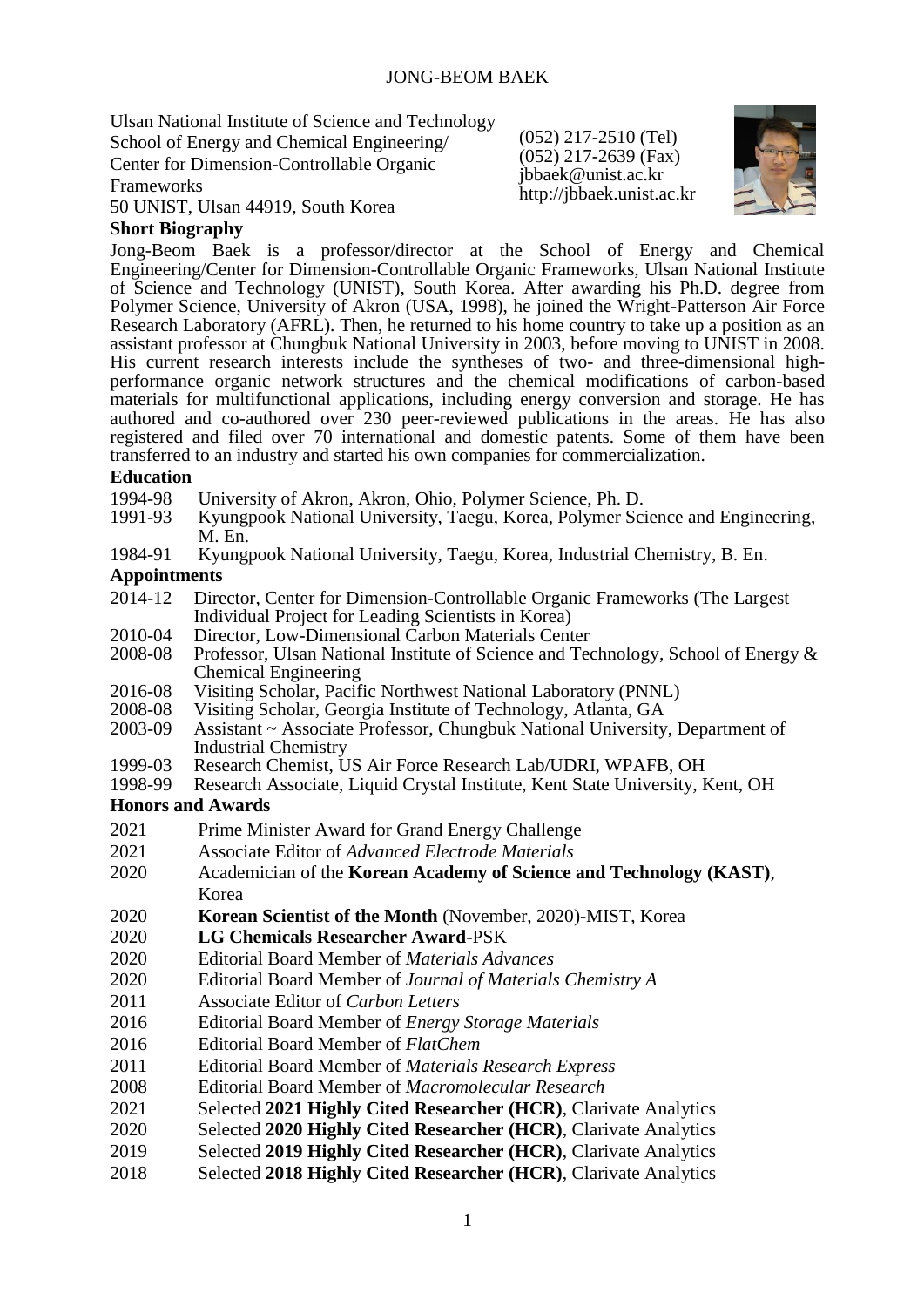# JONG-BEOM BAEK

Ulsan National Institute of Science and Technology
School of Energy and Chemical Engineering/
Center for Dimension-Controllable Organic Frameworks
50 UNIST, Ulsan 44919, South Korea

(052) 217-2510 (Tel)
(052) 217-2639 (Fax)
jbbaek@unist.ac.kr
http://jbbaek.unist.ac.kr

## Short Biography

Jong-Beom Baek is a professor/director at the School of Energy and Chemical Engineering/Center for Dimension-Controllable Organic Frameworks, Ulsan National Institute of Science and Technology (UNIST), South Korea. After awarding his Ph.D. degree from Polymer Science, University of Akron (USA, 1998), he joined the Wright-Patterson Air Force Research Laboratory (AFRL). Then, he returned to his home country to take up a position as an assistant professor at Chungbuk National University in 2003, before moving to UNIST in 2008. His current research interests include the syntheses of two- and three-dimensional high-performance organic network structures and the chemical modifications of carbon-based materials for multifunctional applications, including energy conversion and storage. He has authored and co-authored over 230 peer-reviewed publications in the areas. He has also registered and filed over 70 international and domestic patents. Some of them have been transferred to an industry and started his own companies for commercialization.

## Education

- 1994-98 University of Akron, Akron, Ohio, Polymer Science, Ph. D.
- 1991-93 Kyungpook National University, Taegu, Korea, Polymer Science and Engineering, M. En.
- 1984-91 Kyungpook National University, Taegu, Korea, Industrial Chemistry, B. En.

## Appointments

- 2014-12 Director, Center for Dimension-Controllable Organic Frameworks (The Largest Individual Project for Leading Scientists in Korea)
- 2010-04 Director, Low-Dimensional Carbon Materials Center
- 2008-08 Professor, Ulsan National Institute of Science and Technology, School of Energy & Chemical Engineering
- 2016-08 Visiting Scholar, Pacific Northwest National Laboratory (PNNL)
- 2008-08 Visiting Scholar, Georgia Institute of Technology, Atlanta, GA
- 2003-09 Assistant ~ Associate Professor, Chungbuk National University, Department of Industrial Chemistry
- 1999-03 Research Chemist, US Air Force Research Lab/UDRI, WPAFB, OH
- 1998-99 Research Associate, Liquid Crystal Institute, Kent State University, Kent, OH

## Honors and Awards

- 2021 Prime Minister Award for Grand Energy Challenge
- 2021 Associate Editor of *Advanced Electrode Materials*
- 2020 Academician of the **Korean Academy of Science and Technology (KAST)**, Korea
- 2020 **Korean Scientist of the Month** (November, 2020)-MIST, Korea
- 2020 **LG Chemicals Researcher Award**-PSK
- 2020 Editorial Board Member of *Materials Advances*
- 2020 Editorial Board Member of *Journal of Materials Chemistry A*
- 2011 Associate Editor of *Carbon Letters*
- 2016 Editorial Board Member of *Energy Storage Materials*
- 2016 Editorial Board Member of *FlatChem*
- 2011 Editorial Board Member of *Materials Research Express*
- 2008 Editorial Board Member of *Macromolecular Research*
- 2021 Selected **2021 Highly Cited Researcher (HCR)**, Clarivate Analytics
- 2020 Selected **2020 Highly Cited Researcher (HCR)**, Clarivate Analytics
- 2019 Selected **2019 Highly Cited Researcher (HCR)**, Clarivate Analytics
- 2018 Selected **2018 Highly Cited Researcher (HCR)**, Clarivate Analytics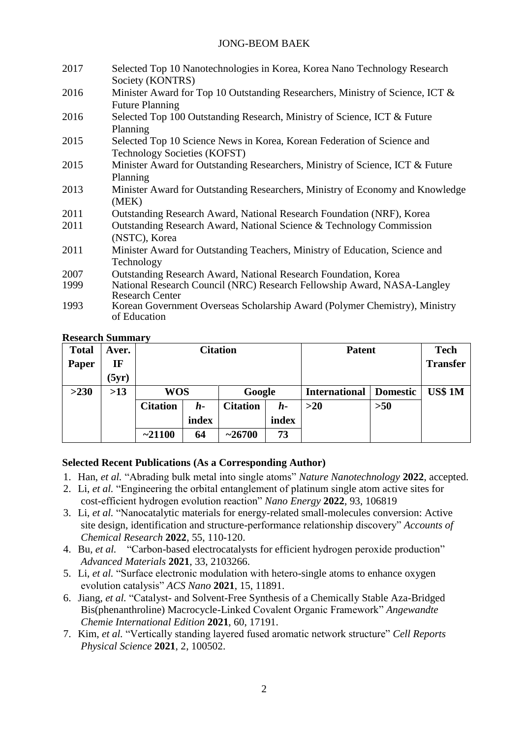| | |
|---|---|
| 2017 | Selected Top 10 Nanotechnologies in Korea, Korea Nano Technology Research Society (KONTRS) |
| 2016 | Minister Award for Top 10 Outstanding Researchers, Ministry of Science, ICT & Future Planning |
| 2016 | Selected Top 100 Outstanding Research, Ministry of Science, ICT & Future Planning |
| 2015 | Selected Top 10 Science News in Korea, Korean Federation of Science and Technology Societies (KOFST) |
| 2015 | Minister Award for Outstanding Researchers, Ministry of Science, ICT & Future Planning |
| 2013 | Minister Award for Outstanding Researchers, Ministry of Economy and Knowledge (MEK) |
| 2011 | Outstanding Research Award, National Research Foundation (NRF), Korea |
| 2011 | Outstanding Research Award, National Science & Technology Commission (NSTC), Korea |
| 2011 | Minister Award for Outstanding Teachers, Ministry of Education, Science and Technology |
| 2007 | Outstanding Research Award, National Research Foundation, Korea |
| 1999 | National Research Council (NRC) Research Fellowship Award, NASA-Langley Research Center |
| 1993 | Korean Government Overseas Scholarship Award (Polymer Chemistry), Ministry of Education |

**Research Summary**

| Total Paper | Aver. IF (5yr) | Citation | | | | Patent | | Tech Transfer |
|---|---|---|---|---|---|---|---|---|
| | | WOS | | Google | | International | Domestic | |
| | | Citation | *h*-index | Citation | *h*-index | | | |
| >230 | >13 | ~21100 | 64 | ~26700 | 73 | >20 | >50 | US$ 1M |

**Selected Recent Publications (As a Corresponding Author)**

1. Han, *et al.* "Abrading bulk metal into single atoms" *Nature Nanotechnology* **2022**, accepted.
2. Li, *et al.* "Engineering the orbital entanglement of platinum single atom active sites for cost-efficient hydrogen evolution reaction" *Nano Energy* **2022**, 93, 106819
3. Li, *et al.* "Nanocatalytic materials for energy-related small-molecules conversion: Active site design, identification and structure-performance relationship discovery" *Accounts of Chemical Research* **2022**, 55, 110-120.
4. Bu, *et al.* "Carbon-based electrocatalysts for efficient hydrogen peroxide production" *Advanced Materials* **2021**, 33, 2103266.
5. Li, *et al.* "Surface electronic modulation with hetero-single atoms to enhance oxygen evolution catalysis" *ACS Nano* **2021**, 15, 11891.
6. Jiang, *et al.* "Catalyst- and Solvent-Free Synthesis of a Chemically Stable Aza-Bridged Bis(phenanthroline) Macrocycle-Linked Covalent Organic Framework" *Angewandte Chemie International Edition* **2021**, 60, 17191.
7. Kim, *et al.* "Vertically standing layered fused aromatic network structure" *Cell Reports Physical Science* **2021**, 2, 100502.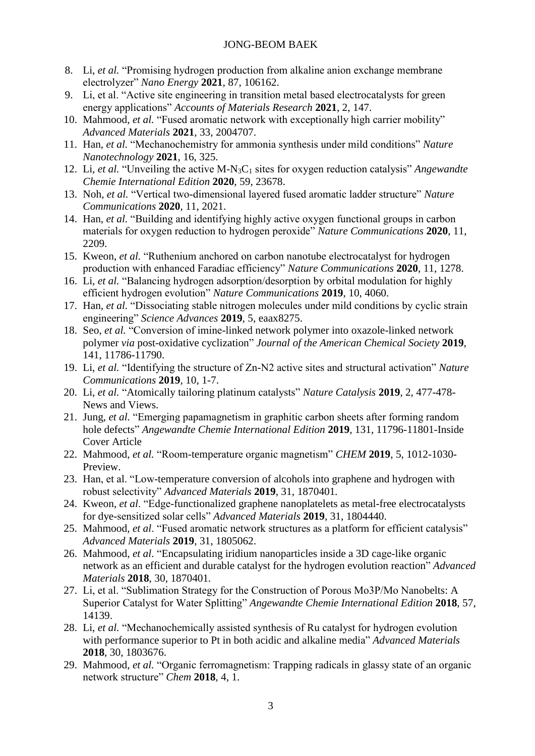8. Li, *et al.* "Promising hydrogen production from alkaline anion exchange membrane electrolyzer" *Nano Energy* **2021**, 87, 106162.
9. Li, et al. "Active site engineering in transition metal based electrocatalysts for green energy applications" *Accounts of Materials Research* **2021**, 2, 147.
10. Mahmood, *et al.* "Fused aromatic network with exceptionally high carrier mobility" *Advanced Materials* **2021**, 33, 2004707.
11. Han, *et al.* "Mechanochemistry for ammonia synthesis under mild conditions" *Nature Nanotechnology* **2021**, 16, 325.
12. Li, *et al.* "Unveiling the active $M\text{-}N_3C_1$ sites for oxygen reduction catalysis" *Angewandte Chemie International Edition* **2020**, 59, 23678.
13. Noh, *et al.* "Vertical two-dimensional layered fused aromatic ladder structure" *Nature Communications* **2020**, 11, 2021.
14. Han, *et al.* "Building and identifying highly active oxygen functional groups in carbon materials for oxygen reduction to hydrogen peroxide" *Nature Communications* **2020**, 11, 2209.
15. Kweon, *et al.* "Ruthenium anchored on carbon nanotube electrocatalyst for hydrogen production with enhanced Faradiac efficiency" *Nature Communications* **2020**, 11, 1278.
16. Li, *et al.* "Balancing hydrogen adsorption/desorption by orbital modulation for highly efficient hydrogen evolution" *Nature Communications* **2019**, 10, 4060.
17. Han, *et al.* "Dissociating stable nitrogen molecules under mild conditions by cyclic strain engineering" *Science Advances* **2019**, 5, eaax8275.
18. Seo, *et al.* "Conversion of imine-linked network polymer into oxazole-linked network polymer *via* post-oxidative cyclization" *Journal of the American Chemical Society* **2019**, 141, 11786-11790.
19. Li, *et al.* "Identifying the structure of Zn-N2 active sites and structural activation" *Nature Communications* **2019**, 10, 1-7.
20. Li, *et al.* "Atomically tailoring platinum catalysts" *Nature Catalysis* **2019**, 2, 477-478-News and Views.
21. Jung, *et al.* "Emerging papamagnetism in graphitic carbon sheets after forming random hole defects" *Angewandte Chemie International Edition* **2019**, 131, 11796-11801-Inside Cover Article
22. Mahmood, *et al.* "Room-temperature organic magnetism" *CHEM* **2019**, 5, 1012-1030-Preview.
23. Han, et al. "Low-temperature conversion of alcohols into graphene and hydrogen with robust selectivity" *Advanced Materials* **2019**, 31, 1870401.
24. Kweon, *et al*. "Edge-functionalized graphene nanoplatelets as metal-free electrocatalysts for dye-sensitized solar cells" *Advanced Materials* **2019**, 31, 1804440.
25. Mahmood, *et al*. "Fused aromatic network structures as a platform for efficient catalysis" *Advanced Materials* **2019**, 31, 1805062.
26. Mahmood, *et al*. "Encapsulating iridium nanoparticles inside a 3D cage-like organic network as an efficient and durable catalyst for the hydrogen evolution reaction" *Advanced Materials* **2018**, 30, 1870401.
27. Li, et al. "Sublimation Strategy for the Construction of Porous Mo3P/Mo Nanobelts: A Superior Catalyst for Water Splitting" *Angewandte Chemie International Edition* **2018**, 57, 14139.
28. Li, *et al.* "Mechanochemically assisted synthesis of Ru catalyst for hydrogen evolution with performance superior to Pt in both acidic and alkaline media" *Advanced Materials* **2018**, 30, 1803676.
29. Mahmood, *et al.* "Organic ferromagnetism: Trapping radicals in glassy state of an organic network structure" *Chem* **2018**, 4, 1.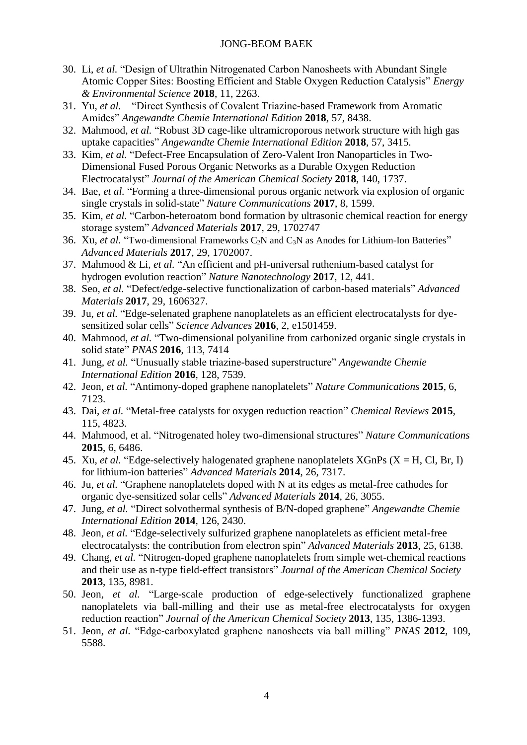30. Li, *et al.* "Design of Ultrathin Nitrogenated Carbon Nanosheets with Abundant Single Atomic Copper Sites: Boosting Efficient and Stable Oxygen Reduction Catalysis" *Energy & Environmental Science* **2018**, 11, 2263.
31. Yu, *et al.* "Direct Synthesis of Covalent Triazine-based Framework from Aromatic Amides" *Angewandte Chemie International Edition* **2018**, 57, 8438.
32. Mahmood, *et al.* "Robust 3D cage-like ultramicroporous network structure with high gas uptake capacities" *Angewandte Chemie International Edition* **2018**, 57, 3415.
33. Kim, *et al.* "Defect-Free Encapsulation of Zero-Valent Iron Nanoparticles in Two-Dimensional Fused Porous Organic Networks as a Durable Oxygen Reduction Electrocatalyst" *Journal of the American Chemical Society* **2018**, 140, 1737.
34. Bae, *et al.* "Forming a three-dimensional porous organic network via explosion of organic single crystals in solid-state" *Nature Communications* **2017**, 8, 1599.
35. Kim, *et al.* "Carbon-heteroatom bond formation by ultrasonic chemical reaction for energy storage system" *Advanced Materials* **2017**, 29, 1702747
36. Xu, *et al.* "Two-dimensional Frameworks $C_2N$ and $C_3N$ as Anodes for Lithium-Ion Batteries" *Advanced Materials* **2017**, 29, 1702007.
37. Mahmood & Li, *et al.* "An efficient and pH-universal ruthenium-based catalyst for hydrogen evolution reaction" *Nature Nanotechnology* **2017**, 12, 441.
38. Seo, *et al.* "Defect/edge-selective functionalization of carbon-based materials" *Advanced Materials* **2017**, 29, 1606327.
39. Ju, *et al.* "Edge-selenated graphene nanoplatelets as an efficient electrocatalysts for dye-sensitized solar cells" *Science Advances* **2016**, 2, e1501459.
40. Mahmood, *et al.* "Two-dimensional polyaniline from carbonized organic single crystals in solid state" *PNAS* **2016**, 113, 7414
41. Jung, *et al.* "Unusually stable triazine-based superstructure" *Angewandte Chemie International Edition* **2016**, 128, 7539.
42. Jeon, *et al.* "Antimony-doped graphene nanoplatelets" *Nature Communications* **2015**, 6, 7123.
43. Dai, *et al.* "Metal-free catalysts for oxygen reduction reaction" *Chemical Reviews* **2015**, 115, 4823.
44. Mahmood, et al. "Nitrogenated holey two-dimensional structures" *Nature Communications* **2015**, 6, 6486.
45. Xu, *et al.* "Edge-selectively halogenated graphene nanoplatelets XGnPs (X = H, Cl, Br, I) for lithium-ion batteries" *Advanced Materials* **2014**, 26, 7317.
46. Ju, *et al.* "Graphene nanoplatelets doped with N at its edges as metal-free cathodes for organic dye-sensitized solar cells" *Advanced Materials* **2014**, 26, 3055.
47. Jung, *et al.* "Direct solvothermal synthesis of B/N-doped graphene" *Angewandte Chemie International Edition* **2014**, 126, 2430.
48. Jeon, *et al.* "Edge-selectively sulfurized graphene nanoplatelets as efficient metal-free electrocatalysts: the contribution from electron spin" *Advanced Materials* **2013**, 25, 6138.
49. Chang, *et al.* "Nitrogen-doped graphene nanoplatelets from simple wet-chemical reactions and their use as n-type field-effect transistors" *Journal of the American Chemical Society* **2013**, 135, 8981.
50. Jeon, *et al.* "Large-scale production of edge-selectively functionalized graphene nanoplatelets via ball-milling and their use as metal-free electrocatalysts for oxygen reduction reaction" *Journal of the American Chemical Society* **2013**, 135, 1386-1393.
51. Jeon, *et al.* "Edge-carboxylated graphene nanosheets via ball milling" *PNAS* **2012**, 109, 5588.